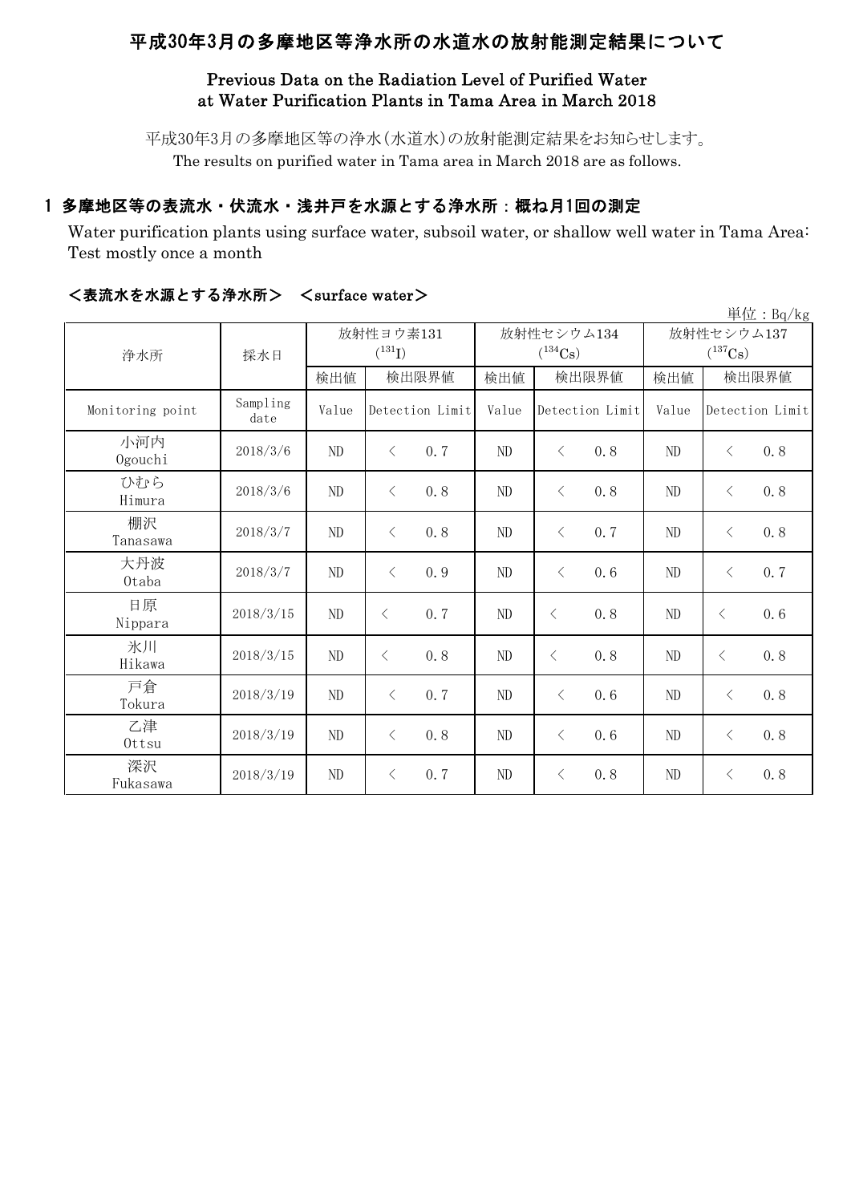# 平成30年3月の多摩地区等浄水所の水道水の放射能測定結果について

## Previous Data on the Radiation Level of Purified Water at Water Purification Plants in Tama Area in March 2018

平成30年3月の多摩地区等の浄水(水道水)の放射能測定結果をお知らせします。
The results on purified water in Tama area in March 2018 are as follows.

### 1 多摩地区等の表流水・伏流水・浅井戸を水源とする浄水所：概ね月1回の測定

Water purification plants using surface water, subsoil water, or shallow well water in Tama Area: Test mostly once a month

#### ＜表流水を水源とする浄水所＞ ＜surface water＞

単位：Bq/kg

| 浄水所 | 採水日 | 放射性ヨウ素131 ($^{131}I$) | | 放射性セシウム134 ($^{134}Cs$) | | 放射性セシウム137 ($^{137}Cs$) | |
|---|---|---|---|---|---|---|---|
| | | 検出値 | 検出限界値 | 検出値 | 検出限界値 | 検出値 | 検出限界値 |
| Monitoring point | Sampling date | Value | Detection Limit | Value | Detection Limit | Value | Detection Limit |
| 小河内 Ogouchi | 2018/3/6 | ND | ＜ 0.7 | ND | ＜ 0.8 | ND | ＜ 0.8 |
| ひむら Himura | 2018/3/6 | ND | ＜ 0.8 | ND | ＜ 0.8 | ND | ＜ 0.8 |
| 棚沢 Tanasawa | 2018/3/7 | ND | ＜ 0.8 | ND | ＜ 0.7 | ND | ＜ 0.8 |
| 大丹波 Otaba | 2018/3/7 | ND | ＜ 0.9 | ND | ＜ 0.6 | ND | ＜ 0.7 |
| 日原 Nippara | 2018/3/15 | ND | ＜ 0.7 | ND | ＜ 0.8 | ND | ＜ 0.6 |
| 氷川 Hikawa | 2018/3/15 | ND | ＜ 0.8 | ND | ＜ 0.8 | ND | ＜ 0.8 |
| 戸倉 Tokura | 2018/3/19 | ND | ＜ 0.7 | ND | ＜ 0.6 | ND | ＜ 0.8 |
| 乙津 Ottsu | 2018/3/19 | ND | ＜ 0.8 | ND | ＜ 0.6 | ND | ＜ 0.8 |
| 深沢 Fukasawa | 2018/3/19 | ND | ＜ 0.7 | ND | ＜ 0.8 | ND | ＜ 0.8 |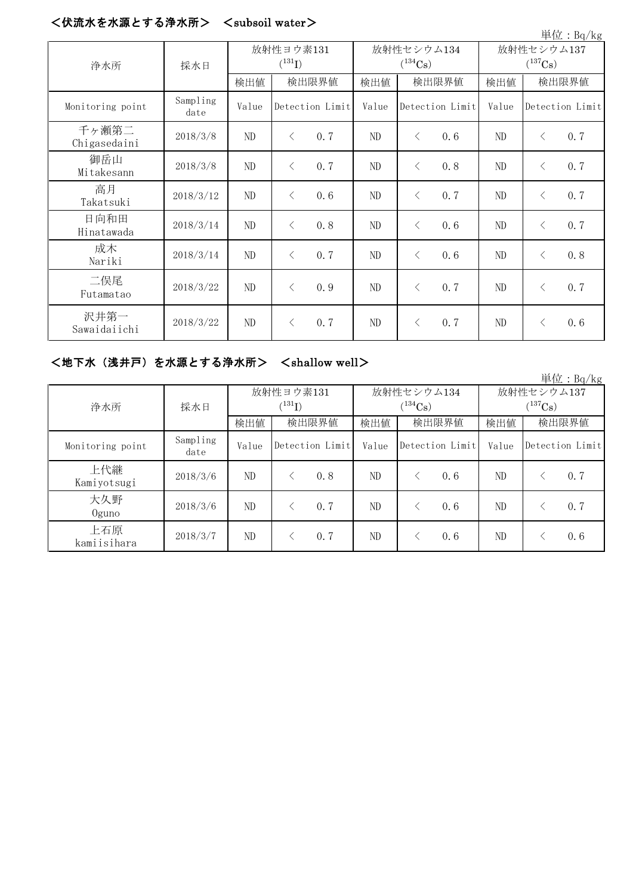## <伏流水を水源とする浄水所> <subsoil water>

単位：Bq/kg

| 浄水所 | 採水日 | 放射性ヨウ素131 ($^{131}I$) | | 放射性セシウム134 ($^{134}Cs$) | | 放射性セシウム137 ($^{137}Cs$) | |
|---|---|---|---|---|---|---|---|
| | | 検出値 | 検出限界値 | 検出値 | 検出限界値 | 検出値 | 検出限界値 |
| Monitoring point | Sampling date | Value | Detection Limit | Value | Detection Limit | Value | Detection Limit |
| 千ヶ瀬第二 Chigasedaini | 2018/3/8 | ND | < 0.7 | ND | < 0.6 | ND | < 0.7 |
| 御岳山 Mitakesann | 2018/3/8 | ND | < 0.7 | ND | < 0.8 | ND | < 0.7 |
| 高月 Takatsuki | 2018/3/12 | ND | < 0.6 | ND | < 0.7 | ND | < 0.7 |
| 日向和田 Hinatawada | 2018/3/14 | ND | < 0.8 | ND | < 0.6 | ND | < 0.7 |
| 成木 Nariki | 2018/3/14 | ND | < 0.7 | ND | < 0.6 | ND | < 0.8 |
| 二俣尾 Futamatao | 2018/3/22 | ND | < 0.9 | ND | < 0.7 | ND | < 0.7 |
| 沢井第一 Sawaidaiichi | 2018/3/22 | ND | < 0.7 | ND | < 0.7 | ND | < 0.6 |

## <地下水（浅井戸）を水源とする浄水所> <shallow well>

単位：Bq/kg

| 浄水所 | 採水日 | 放射性ヨウ素131 ($^{131}I$) | | 放射性セシウム134 ($^{134}Cs$) | | 放射性セシウム137 ($^{137}Cs$) | |
|---|---|---|---|---|---|---|---|
| | | 検出値 | 検出限界値 | 検出値 | 検出限界値 | 検出値 | 検出限界値 |
| Monitoring point | Sampling date | Value | Detection Limit | Value | Detection Limit | Value | Detection Limit |
| 上代継 Kamiyotsugi | 2018/3/6 | ND | < 0.8 | ND | < 0.6 | ND | < 0.7 |
| 大久野 Oguno | 2018/3/6 | ND | < 0.7 | ND | < 0.6 | ND | < 0.7 |
| 上石原 kamiisihara | 2018/3/7 | ND | < 0.7 | ND | < 0.6 | ND | < 0.6 |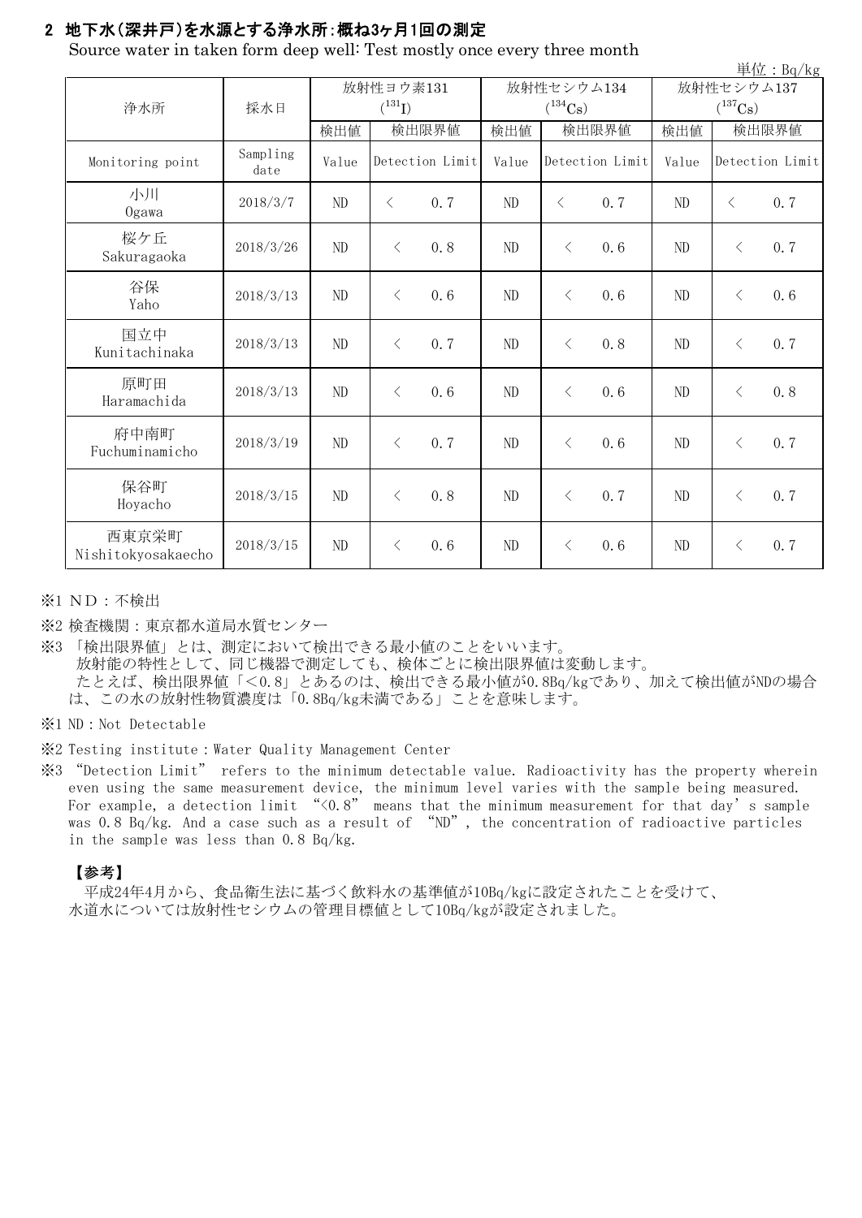## 2 地下水(深井戸)を水源とする浄水所:概ね3ヶ月1回の測定

Source water in taken form deep well: Test mostly once every three month

単位：Bq/kg

| 浄水所 | 採水日 | 放射性ヨウ素131 ($^{131}I$) | | | 放射性セシウム134 ($^{134}Cs$) | | | 放射性セシウム137 ($^{137}Cs$) | | |
|---|---|---|---|---|---|---|---|---|---|---|
| | | 検出値 | 検出限界値 | | 検出値 | 検出限界値 | | 検出値 | 検出限界値 | |
| Monitoring point | Sampling date | Value | Detection Limit | | Value | Detection Limit | | Value | Detection Limit | |
| 小川 Ogawa | 2018/3/7 | ND | < | 0.7 | ND | < | 0.7 | ND | < | 0.7 |
| 桜ケ丘 Sakuragaoka | 2018/3/26 | ND | < | 0.8 | ND | < | 0.6 | ND | < | 0.7 |
| 谷保 Yaho | 2018/3/13 | ND | < | 0.6 | ND | < | 0.6 | ND | < | 0.6 |
| 国立中 Kunitachinaka | 2018/3/13 | ND | < | 0.7 | ND | < | 0.8 | ND | < | 0.7 |
| 原町田 Haramachida | 2018/3/13 | ND | < | 0.6 | ND | < | 0.6 | ND | < | 0.8 |
| 府中南町 Fuchuminamicho | 2018/3/19 | ND | < | 0.7 | ND | < | 0.6 | ND | < | 0.7 |
| 保谷町 Hoyacho | 2018/3/15 | ND | < | 0.8 | ND | < | 0.7 | ND | < | 0.7 |
| 西東京栄町 Nishitokyosakaecho | 2018/3/15 | ND | < | 0.6 | ND | < | 0.6 | ND | < | 0.7 |

※1 ND：不検出

※2 検査機関：東京都水道局水質センター

※3 「検出限界値」とは、測定において検出できる最小値のことをいいます。
放射能の特性として、同じ機器で測定しても、検体ごとに検出限界値は変動します。
たとえば、検出限界値「<0.8」とあるのは、検出できる最小値が0.8Bq/kgであり、加えて検出値がNDの場合は、この水の放射性物質濃度は「0.8Bq/kg未満である」ことを意味します。

※1 ND：Not Detectable

※2 Testing institute：Water Quality Management Center

※3 "Detection Limit" refers to the minimum detectable value. Radioactivity has the property wherein even using the same measurement device, the minimum level varies with the sample being measured. For example, a detection limit "<0.8" means that the minimum measurement for that day's sample was 0.8 Bq/kg. And a case such as a result of "ND", the concentration of radioactive particles in the sample was less than 0.8 Bq/kg.

### 【参考】

平成24年4月から、食品衛生法に基づく飲料水の基準値が10Bq/kgに設定されたことを受けて、水道水については放射性セシウムの管理目標値として10Bq/kgが設定されました。